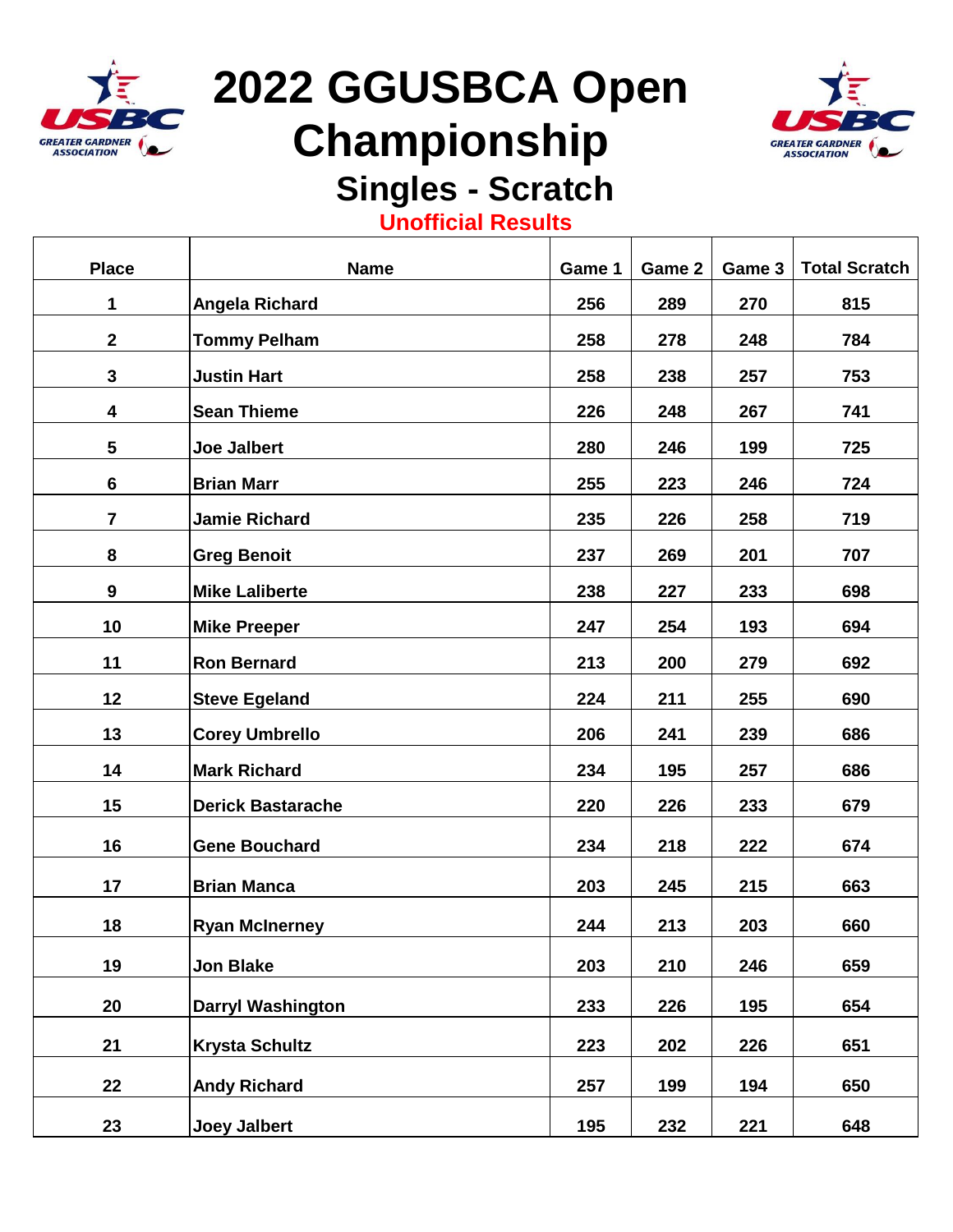# 2022 GGUSBCA Open Championship

## Singles - Scratch

**Unofficial Results**

| Place | Name | Game 1 | Game 2 | Game 3 | Total Scratch |
|---|---|---|---|---|---|
| 1 | Angela Richard | 256 | 289 | 270 | 815 |
| 2 | Tommy Pelham | 258 | 278 | 248 | 784 |
| 3 | Justin Hart | 258 | 238 | 257 | 753 |
| 4 | Sean Thieme | 226 | 248 | 267 | 741 |
| 5 | Joe Jalbert | 280 | 246 | 199 | 725 |
| 6 | Brian Marr | 255 | 223 | 246 | 724 |
| 7 | Jamie Richard | 235 | 226 | 258 | 719 |
| 8 | Greg Benoit | 237 | 269 | 201 | 707 |
| 9 | Mike Laliberte | 238 | 227 | 233 | 698 |
| 10 | Mike Preeper | 247 | 254 | 193 | 694 |
| 11 | Ron Bernard | 213 | 200 | 279 | 692 |
| 12 | Steve Egeland | 224 | 211 | 255 | 690 |
| 13 | Corey Umbrello | 206 | 241 | 239 | 686 |
| 14 | Mark Richard | 234 | 195 | 257 | 686 |
| 15 | Derick Bastarache | 220 | 226 | 233 | 679 |
| 16 | Gene Bouchard | 234 | 218 | 222 | 674 |
| 17 | Brian Manca | 203 | 245 | 215 | 663 |
| 18 | Ryan McInerney | 244 | 213 | 203 | 660 |
| 19 | Jon Blake | 203 | 210 | 246 | 659 |
| 20 | Darryl Washington | 233 | 226 | 195 | 654 |
| 21 | Krysta Schultz | 223 | 202 | 226 | 651 |
| 22 | Andy Richard | 257 | 199 | 194 | 650 |
| 23 | Joey Jalbert | 195 | 232 | 221 | 648 |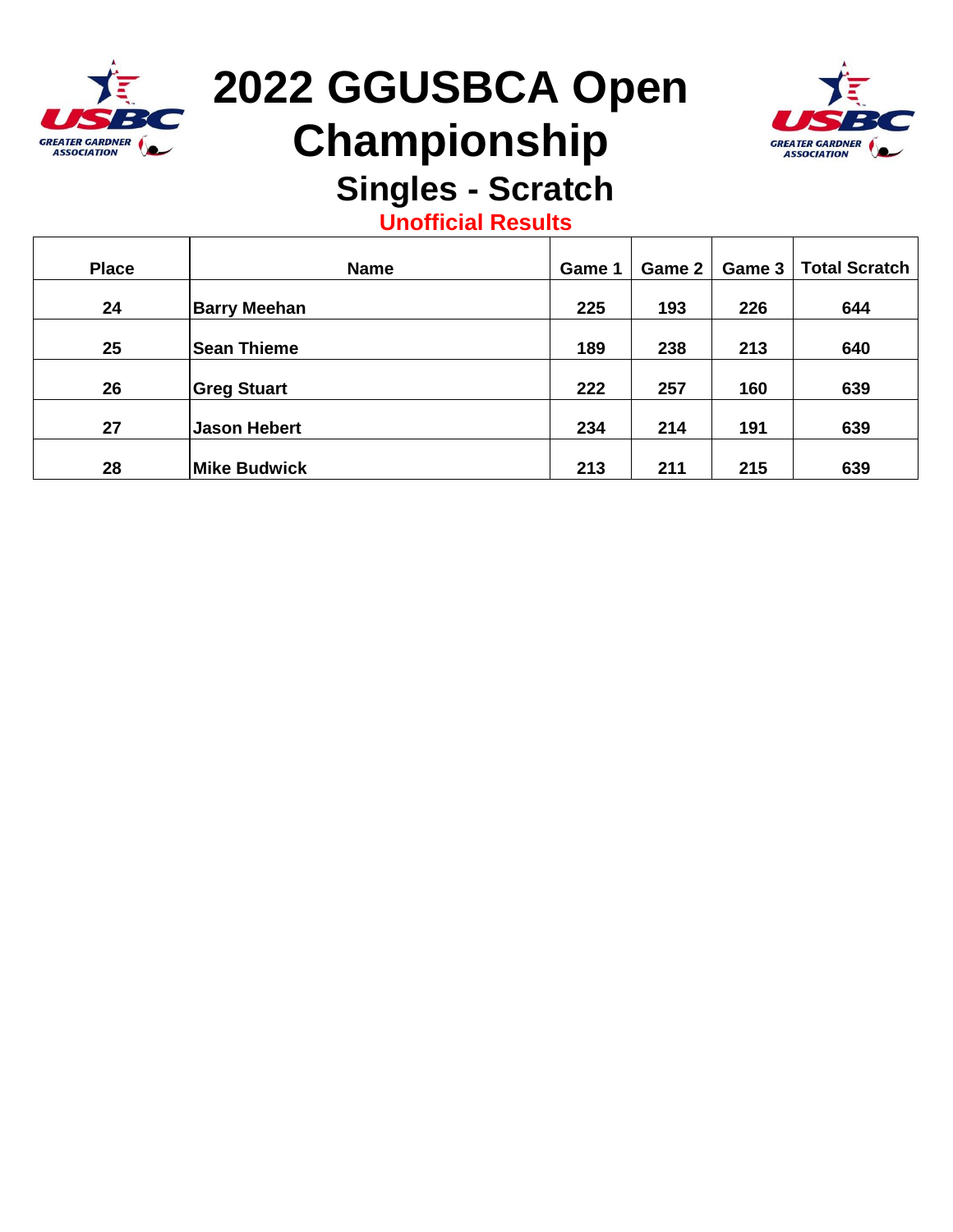# 2022 GGUSBCA Open Championship

## Singles - Scratch

**Unofficial Results**

| Place | Name | Game 1 | Game 2 | Game 3 | Total Scratch |
|---|---|---|---|---|---|
| 24 | Barry Meehan | 225 | 193 | 226 | 644 |
| 25 | Sean Thieme | 189 | 238 | 213 | 640 |
| 26 | Greg Stuart | 222 | 257 | 160 | 639 |
| 27 | Jason Hebert | 234 | 214 | 191 | 639 |
| 28 | Mike Budwick | 213 | 211 | 215 | 639 |